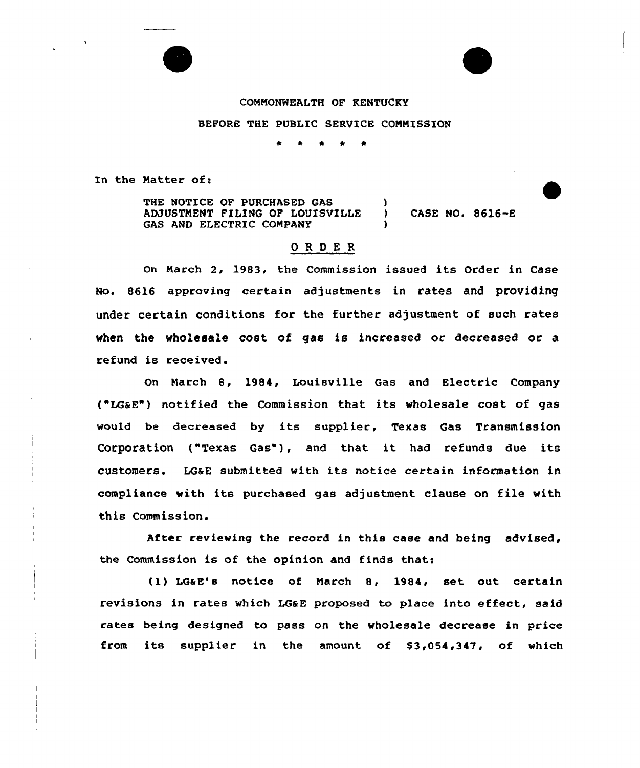COMMONWEALTH OF KENTUCKY

BEFORE THE PUBLIC SERVICE COMMISSION

\* \* \* \* \*

In the Matter of:

THE NOTICE OF PURCHASED GAS ADJUSTMENT FILING OF LOUISVILLE GAS AND ELECTRIC COMPANY ) CASE NO. 8616-E

## ORDER

On March 2, 1983, the Commission issued its Order in Case No. 8616 approving certain adjustments in rates and providing under certain conditions for the further adjustment of such rates when the wholesale cost of gas is increased or decreased or a refund is received.

On March 8, 1984, Louisville Gas and Electric Company ("LG&E") notified the Commission that its wholesale cost of gas would be decreased by its supplier, Texas Gas Transmission Corporation ("Texas Gas"), and that it had refunds due its customers. LG&E submitted with its notice certain information in compliance with its purchased gas adjustment clause on file with this Commission.

After reviewing the record in this case and being advised, the Commission is of the opinion and finds that:

(1) LG&E's notice of March 8, 1984, set out certain revisions in rates which LG&E proposed to place into effect, said rates being designed to pass on the wholesale decrease in price from its supplier in the amount of $3,054,347, of which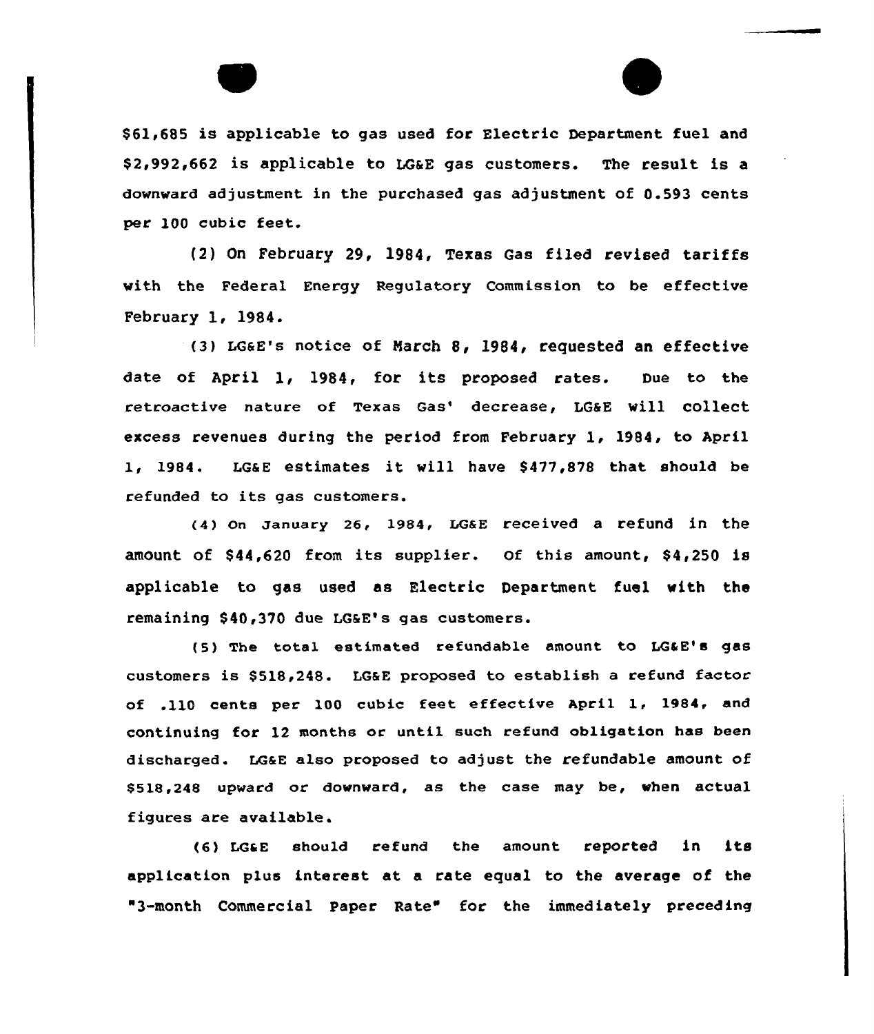$61,685 is applicable to gas used for Electric Department fuel and $2,992,662 is applicable to LG&E gas customers. The result is a downward adjustment in the purchased gas adjustment of 0.593 cents per 100 cubic feet.

(2) On February 29, 1984, Texas Gas filed revised tariffs with the Federal Energy Regulatory Commission to be effective February 1, 1984.

(3) LG&E's notice of March 8, 1984, requested an effective date of April 1, 1984, for its proposed rates. Due to the retroactive nature of Texas Gas' decrease, LG&E will collect excess revenues during the period from February 1, 1984, to April 1, 1984. LG&E estimates it will have $477,878 that should be refunded to its gas customers.

(4) On January 26, 1984, LG&E received a refund in the amount of $44,620 from its supplier. Of this amount, $4,250 is applicable to gas used as Electric Department fuel with the remaining $40,370 due LG&E's gas customers.

(5) The total estimated refundable amount to LG&E's gas customers is $518,248. LG&E proposed to establish a refund factor of .110 cents per 100 cubic feet effective April 1, 1984, and continuing for 12 months or until such refund obligation has been discharged. LG&E also proposed to adjust the refundable amount of $518,248 upward or downward, as the case may be, when actual figures are available.

(6) LG&E should refund the amount reported in its application plus interest at a rate equal to the average of the "3-month Commercial Paper Rate" for the immediately preceding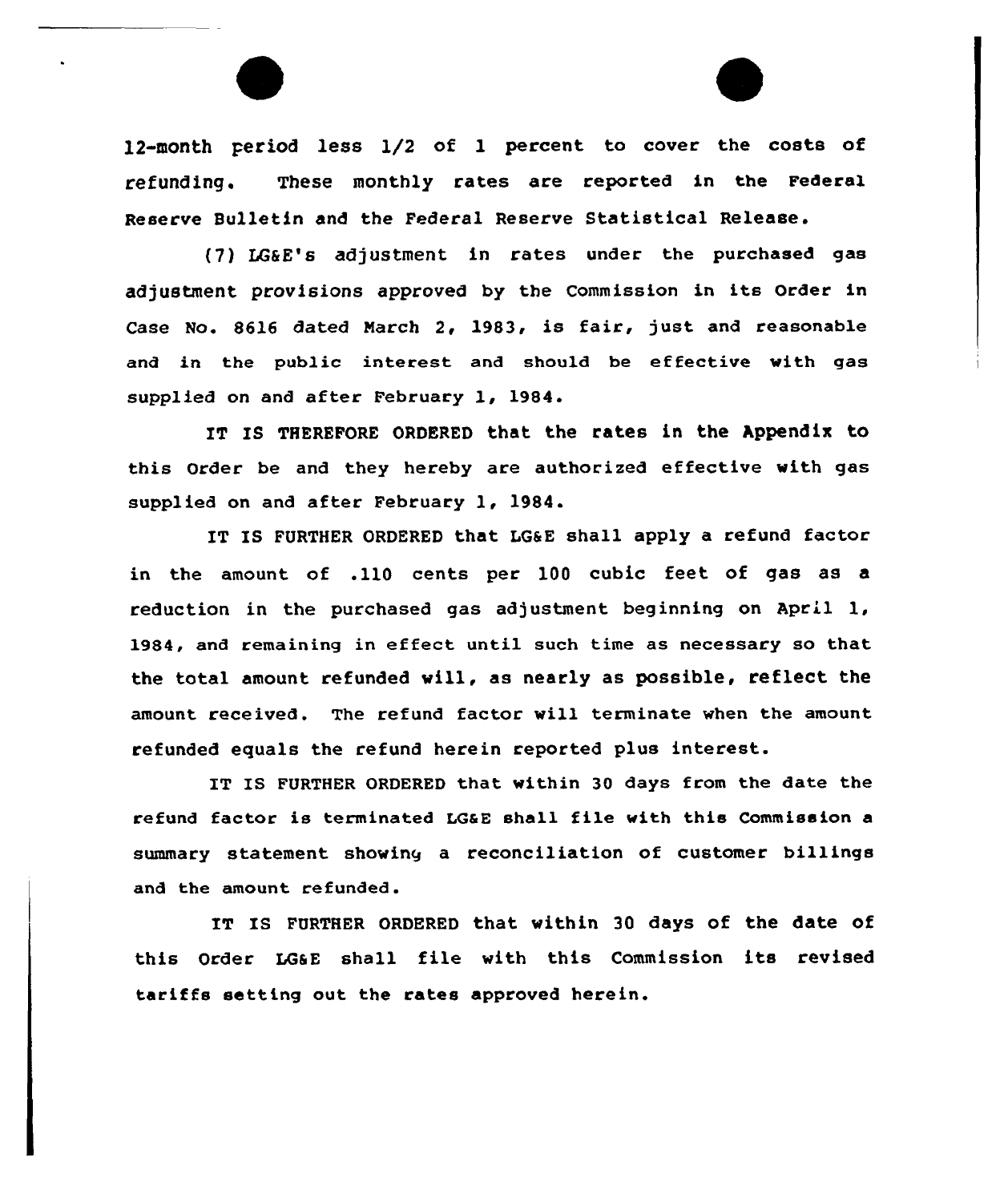12-month period less 1/2 of 1 percent to cover the costs of refunding. These monthly rates are reported in the Federal Reserve Bulletin and the Federal Reserve Statistical Release.

(7) LG&E's adjustment in rates under the purchased gas adjustment provisions approved by the Commission in its Order in Case No. 8616 dated March 2, 1983, is fair, just and reasonable and in the public interest and should be effective with gas supplied on and after February 1, 1984.

IT IS THEREFORE ORDERED that the rates in the Appendix to this Order be and they hereby are authorized effective with gas supplied on and after February 1, 1984.

IT IS FURTHER ORDERED that LG&E shall apply a refund factor in the amount of .110 cents per 100 cubic feet of gas as a reduction in the purchased gas adjustment beginning on April 1, 1984, and remaining in effect until such time as necessary so that the total amount refunded will, as nearly as possible, reflect the amount received. The refund factor will terminate when the amount refunded equals the refund herein reported plus interest.

IT IS FURTHER ORDERED that within 30 days from the date the refund factor is terminated LG&E shall file with this Commission a summary statement showing a reconciliation of customer billings and the amount refunded.

IT IS FURTHER ORDERED that within 30 days of the date of this Order LG&E shall file with this Commission its revised tariffs setting out the rates approved herein.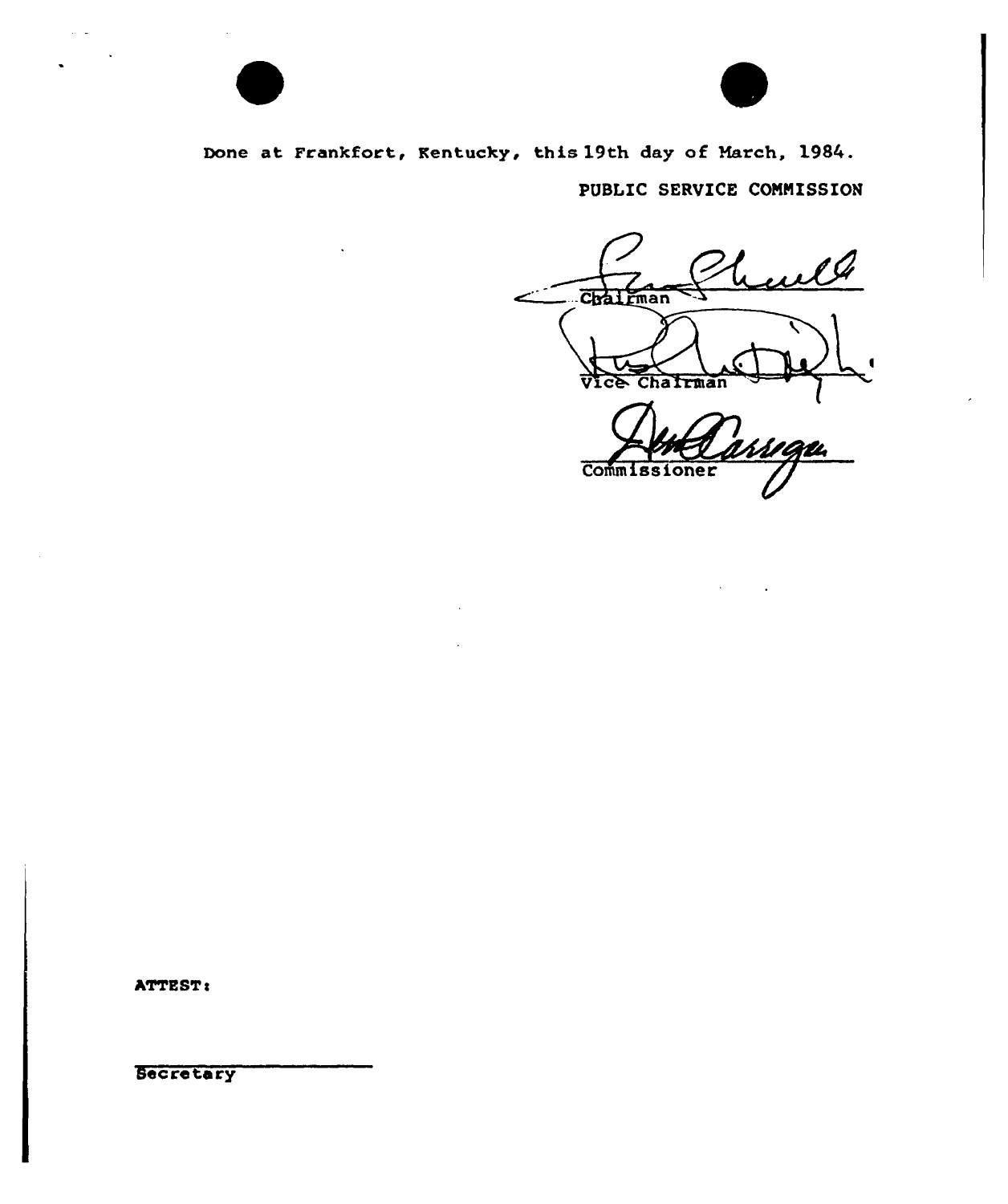Done at Frankfort, Kentucky, this 19th day of March, 1984.

PUBLIC SERVICE COMMISSION

Chairman

Vice Chairman

Commissioner

ATTEST:

Secretary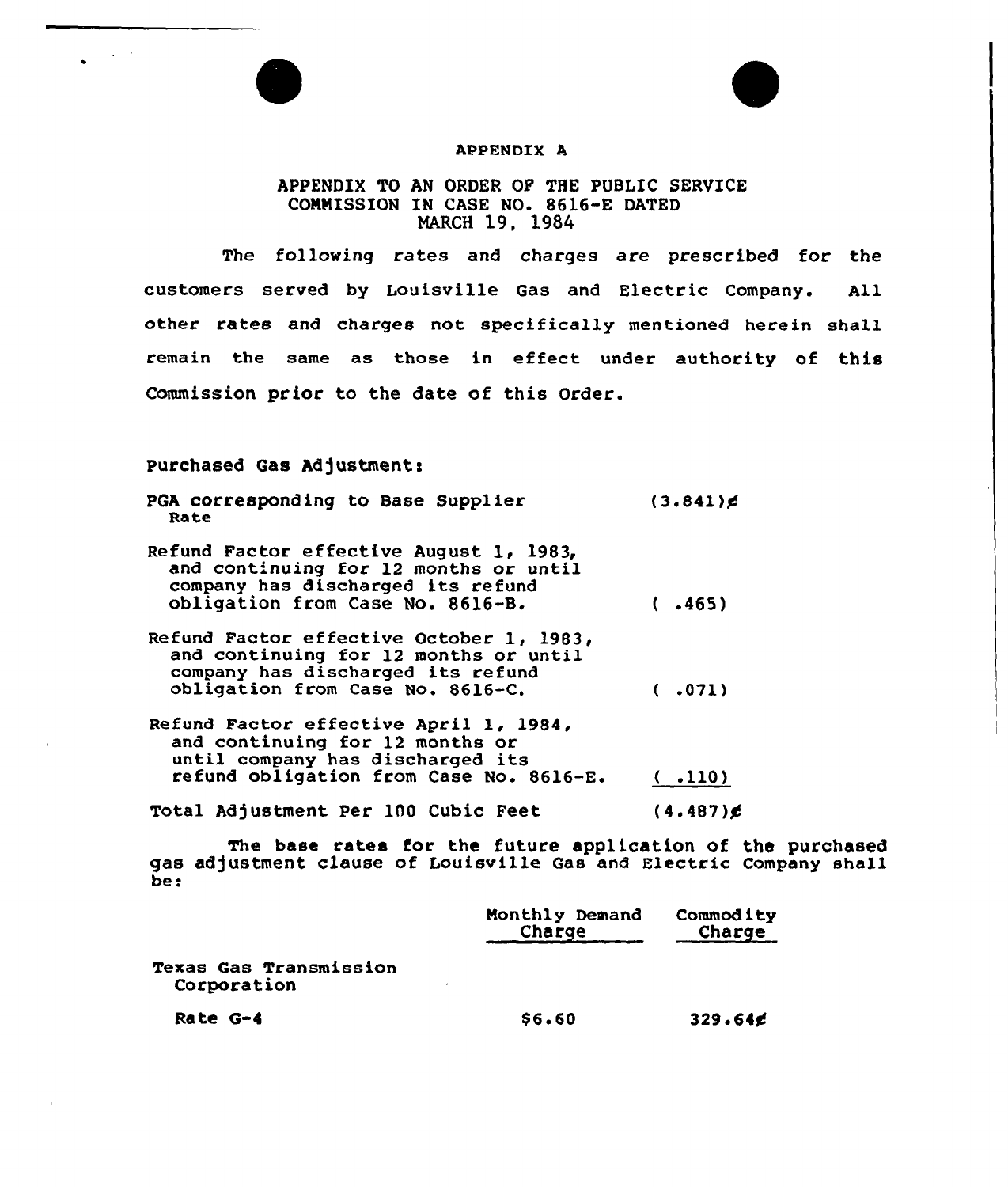APPENDIX A

APPENDIX TO AN ORDER OF THE PUBLIC SERVICE COMMISSION IN CASE NO. 8616-E DATED MARCH 19, 1984

The following rates and charges are prescribed for the customers served by Louisville Gas and Electric Company. All other rates and charges not specifically mentioned herein shall remain the same as those in effect under authority of this Commission prior to the date of this Order.

Purchased Gas Adjustment:

| | |
|---|---|
| PGA corresponding to Base Supplier Rate | (3.841)¢ |
| Refund Factor effective August 1, 1983, and continuing for 12 months or until company has discharged its refund obligation from Case No. 8616-B. | ( .465) |
| Refund Factor effective October 1, 1983, and continuing for 12 months or until company has discharged its refund obligation from Case No. 8616-C. | ( .071) |
| Refund Factor effective April 1, 1984, and continuing for 12 months or until company has discharged its refund obligation from Case No. 8616-E. | ( .110) |
| Total Adjustment Per 100 Cubic Feet | (4.487)¢ |

The base rates for the future application of the purchased gas adjustment clause of Louisville Gas and Electric Company shall be:

| | Monthly Demand Charge | Commodity Charge |
|---|---|---|
| Texas Gas Transmission Corporation | | |
| Rate G-4 | $6.60 | 329.64¢ |